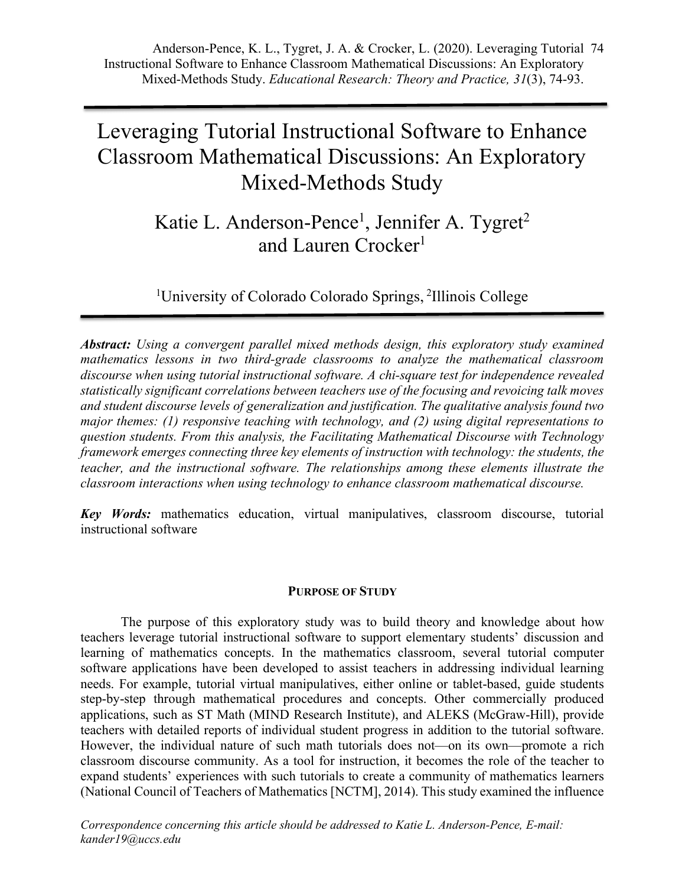Anderson-Pence, K. L., Tygret, J. A. & Crocker, L. (2020). Leveraging Tutorial Instructional Software to Enhance Classroom Mathematical Discussions: An Exploratory Mixed-Methods Study. *Educational Research: Theory and Practice, 31*(3), 74-93.

# Leveraging Tutorial Instructional Software to Enhance Classroom Mathematical Discussions: An Exploratory Mixed-Methods Study

Katie L. Anderson-Pence[1], Jennifer A. Tygret[2] and Lauren Crocker[1]

[1]University of Colorado Colorado Springs, [2]Illinois College

***Abstract:*** *Using a convergent parallel mixed methods design, this exploratory study examined mathematics lessons in two third-grade classrooms to analyze the mathematical classroom discourse when using tutorial instructional software. A chi-square test for independence revealed statistically significant correlations between teachers use of the focusing and revoicing talk moves and student discourse levels of generalization and justification. The qualitative analysis found two major themes: (1) responsive teaching with technology, and (2) using digital representations to question students. From this analysis, the Facilitating Mathematical Discourse with Technology framework emerges connecting three key elements of instruction with technology: the students, the teacher, and the instructional software. The relationships among these elements illustrate the classroom interactions when using technology to enhance classroom mathematical discourse.*

***Key Words:*** mathematics education, virtual manipulatives, classroom discourse, tutorial instructional software

## PURPOSE OF STUDY

The purpose of this exploratory study was to build theory and knowledge about how teachers leverage tutorial instructional software to support elementary students' discussion and learning of mathematics concepts. In the mathematics classroom, several tutorial computer software applications have been developed to assist teachers in addressing individual learning needs. For example, tutorial virtual manipulatives, either online or tablet-based, guide students step-by-step through mathematical procedures and concepts. Other commercially produced applications, such as ST Math (MIND Research Institute), and ALEKS (McGraw-Hill), provide teachers with detailed reports of individual student progress in addition to the tutorial software. However, the individual nature of such math tutorials does not—on its own—promote a rich classroom discourse community. As a tool for instruction, it becomes the role of the teacher to expand students' experiences with such tutorials to create a community of mathematics learners (National Council of Teachers of Mathematics [NCTM], 2014). This study examined the influence

*Correspondence concerning this article should be addressed to Katie L. Anderson-Pence, E-mail: kander19@uccs.edu*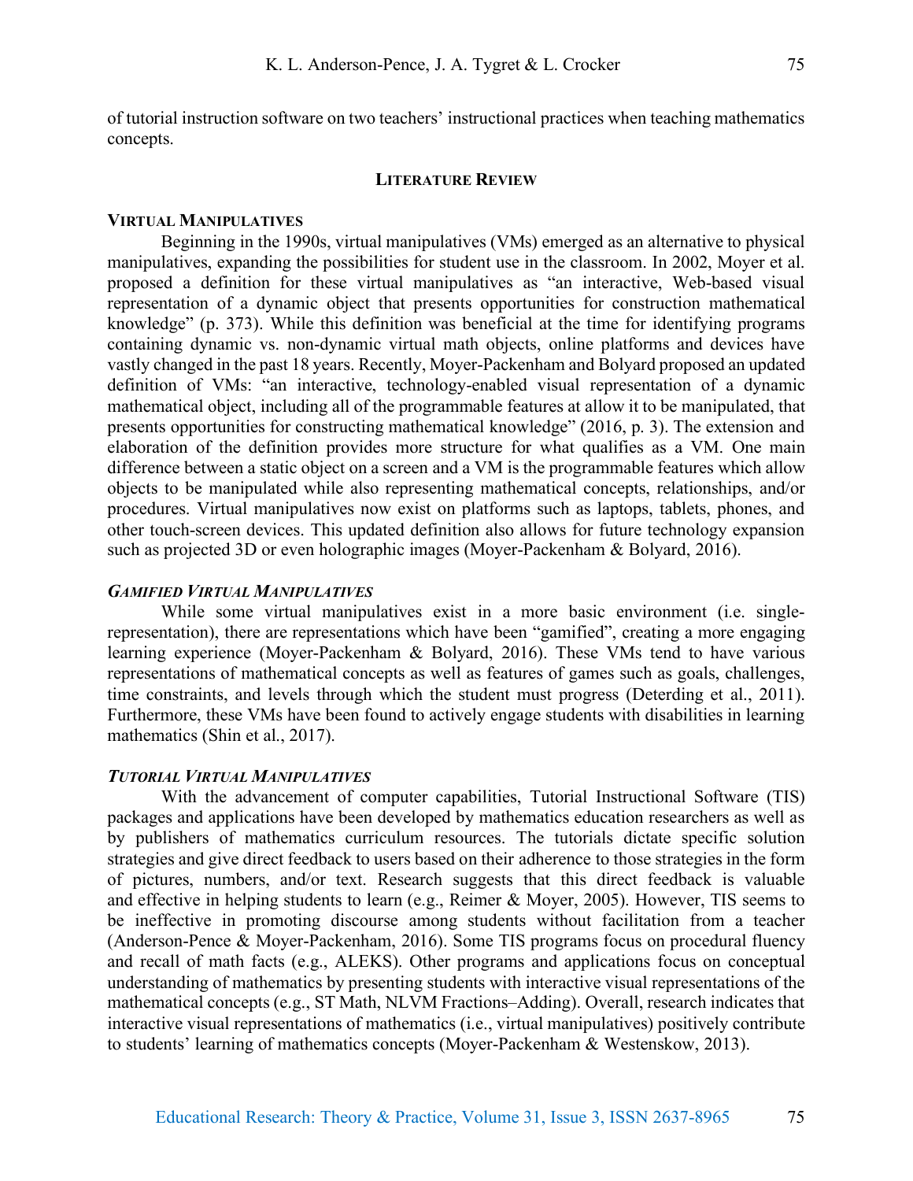of tutorial instruction software on two teachers' instructional practices when teaching mathematics concepts.

## LITERATURE REVIEW

### VIRTUAL MANIPULATIVES

Beginning in the 1990s, virtual manipulatives (VMs) emerged as an alternative to physical manipulatives, expanding the possibilities for student use in the classroom. In 2002, Moyer et al. proposed a definition for these virtual manipulatives as "an interactive, Web-based visual representation of a dynamic object that presents opportunities for construction mathematical knowledge" (p. 373). While this definition was beneficial at the time for identifying programs containing dynamic vs. non-dynamic virtual math objects, online platforms and devices have vastly changed in the past 18 years. Recently, Moyer-Packenham and Bolyard proposed an updated definition of VMs: "an interactive, technology-enabled visual representation of a dynamic mathematical object, including all of the programmable features at allow it to be manipulated, that presents opportunities for constructing mathematical knowledge" (2016, p. 3). The extension and elaboration of the definition provides more structure for what qualifies as a VM. One main difference between a static object on a screen and a VM is the programmable features which allow objects to be manipulated while also representing mathematical concepts, relationships, and/or procedures. Virtual manipulatives now exist on platforms such as laptops, tablets, phones, and other touch-screen devices. This updated definition also allows for future technology expansion such as projected 3D or even holographic images (Moyer-Packenham & Bolyard, 2016).

#### *GAMIFIED VIRTUAL MANIPULATIVES*

While some virtual manipulatives exist in a more basic environment (i.e. single-representation), there are representations which have been "gamified", creating a more engaging learning experience (Moyer-Packenham & Bolyard, 2016). These VMs tend to have various representations of mathematical concepts as well as features of games such as goals, challenges, time constraints, and levels through which the student must progress (Deterding et al., 2011). Furthermore, these VMs have been found to actively engage students with disabilities in learning mathematics (Shin et al., 2017).

#### *TUTORIAL VIRTUAL MANIPULATIVES*

With the advancement of computer capabilities, Tutorial Instructional Software (TIS) packages and applications have been developed by mathematics education researchers as well as by publishers of mathematics curriculum resources. The tutorials dictate specific solution strategies and give direct feedback to users based on their adherence to those strategies in the form of pictures, numbers, and/or text. Research suggests that this direct feedback is valuable and effective in helping students to learn (e.g., Reimer & Moyer, 2005). However, TIS seems to be ineffective in promoting discourse among students without facilitation from a teacher (Anderson-Pence & Moyer-Packenham, 2016). Some TIS programs focus on procedural fluency and recall of math facts (e.g., ALEKS). Other programs and applications focus on conceptual understanding of mathematics by presenting students with interactive visual representations of the mathematical concepts (e.g., ST Math, NLVM Fractions–Adding). Overall, research indicates that interactive visual representations of mathematics (i.e., virtual manipulatives) positively contribute to students' learning of mathematics concepts (Moyer-Packenham & Westenskow, 2013).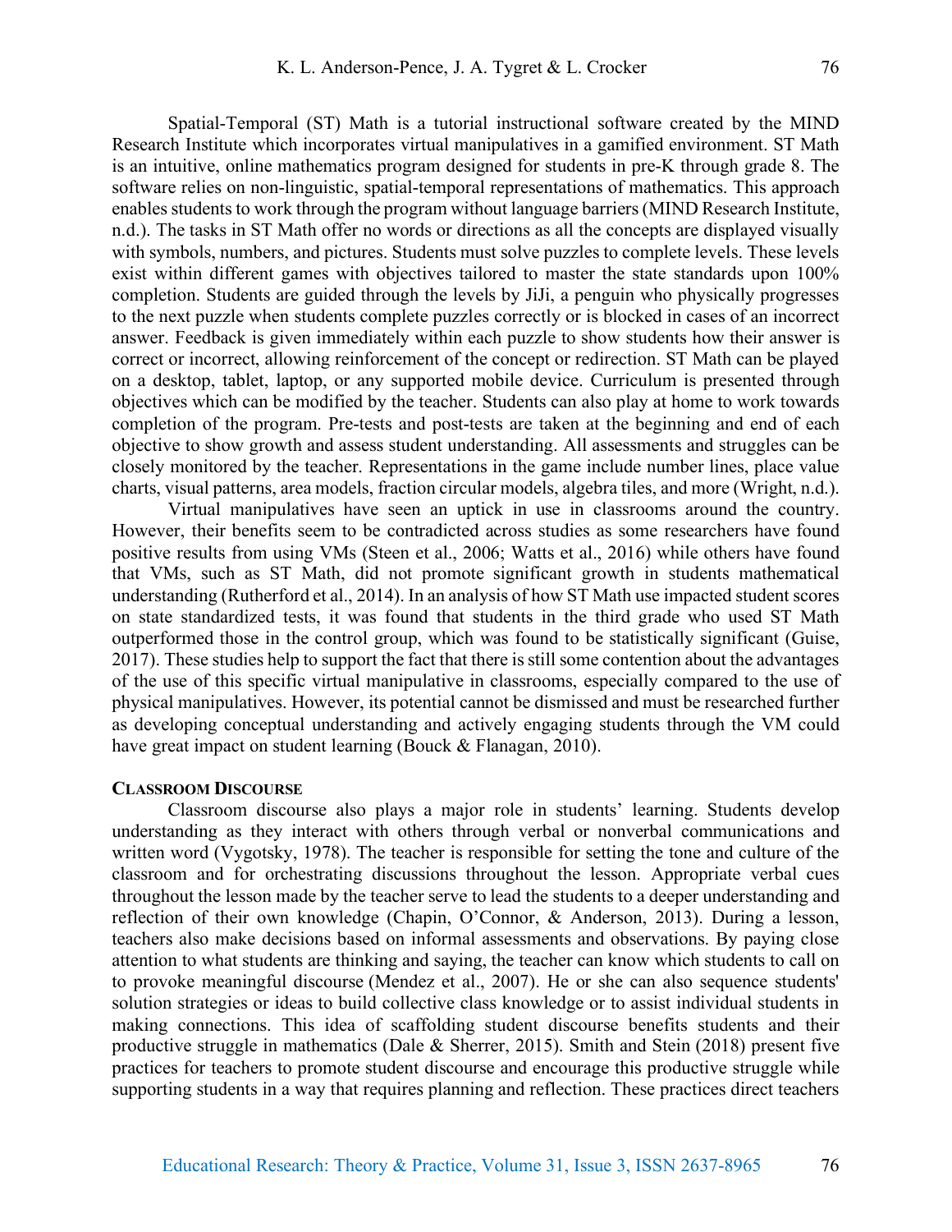Spatial-Temporal (ST) Math is a tutorial instructional software created by the MIND Research Institute which incorporates virtual manipulatives in a gamified environment. ST Math is an intuitive, online mathematics program designed for students in pre-K through grade 8. The software relies on non-linguistic, spatial-temporal representations of mathematics. This approach enables students to work through the program without language barriers (MIND Research Institute, n.d.). The tasks in ST Math offer no words or directions as all the concepts are displayed visually with symbols, numbers, and pictures. Students must solve puzzles to complete levels. These levels exist within different games with objectives tailored to master the state standards upon 100% completion. Students are guided through the levels by JiJi, a penguin who physically progresses to the next puzzle when students complete puzzles correctly or is blocked in cases of an incorrect answer. Feedback is given immediately within each puzzle to show students how their answer is correct or incorrect, allowing reinforcement of the concept or redirection. ST Math can be played on a desktop, tablet, laptop, or any supported mobile device. Curriculum is presented through objectives which can be modified by the teacher. Students can also play at home to work towards completion of the program. Pre-tests and post-tests are taken at the beginning and end of each objective to show growth and assess student understanding. All assessments and struggles can be closely monitored by the teacher. Representations in the game include number lines, place value charts, visual patterns, area models, fraction circular models, algebra tiles, and more (Wright, n.d.).

Virtual manipulatives have seen an uptick in use in classrooms around the country. However, their benefits seem to be contradicted across studies as some researchers have found positive results from using VMs (Steen et al., 2006; Watts et al., 2016) while others have found that VMs, such as ST Math, did not promote significant growth in students mathematical understanding (Rutherford et al., 2014). In an analysis of how ST Math use impacted student scores on state standardized tests, it was found that students in the third grade who used ST Math outperformed those in the control group, which was found to be statistically significant (Guise, 2017). These studies help to support the fact that there is still some contention about the advantages of the use of this specific virtual manipulative in classrooms, especially compared to the use of physical manipulatives. However, its potential cannot be dismissed and must be researched further as developing conceptual understanding and actively engaging students through the VM could have great impact on student learning (Bouck & Flanagan, 2010).

### Classroom Discourse

Classroom discourse also plays a major role in students' learning. Students develop understanding as they interact with others through verbal or nonverbal communications and written word (Vygotsky, 1978). The teacher is responsible for setting the tone and culture of the classroom and for orchestrating discussions throughout the lesson. Appropriate verbal cues throughout the lesson made by the teacher serve to lead the students to a deeper understanding and reflection of their own knowledge (Chapin, O'Connor, & Anderson, 2013). During a lesson, teachers also make decisions based on informal assessments and observations. By paying close attention to what students are thinking and saying, the teacher can know which students to call on to provoke meaningful discourse (Mendez et al., 2007). He or she can also sequence students' solution strategies or ideas to build collective class knowledge or to assist individual students in making connections. This idea of scaffolding student discourse benefits students and their productive struggle in mathematics (Dale & Sherrer, 2015). Smith and Stein (2018) present five practices for teachers to promote student discourse and encourage this productive struggle while supporting students in a way that requires planning and reflection. These practices direct teachers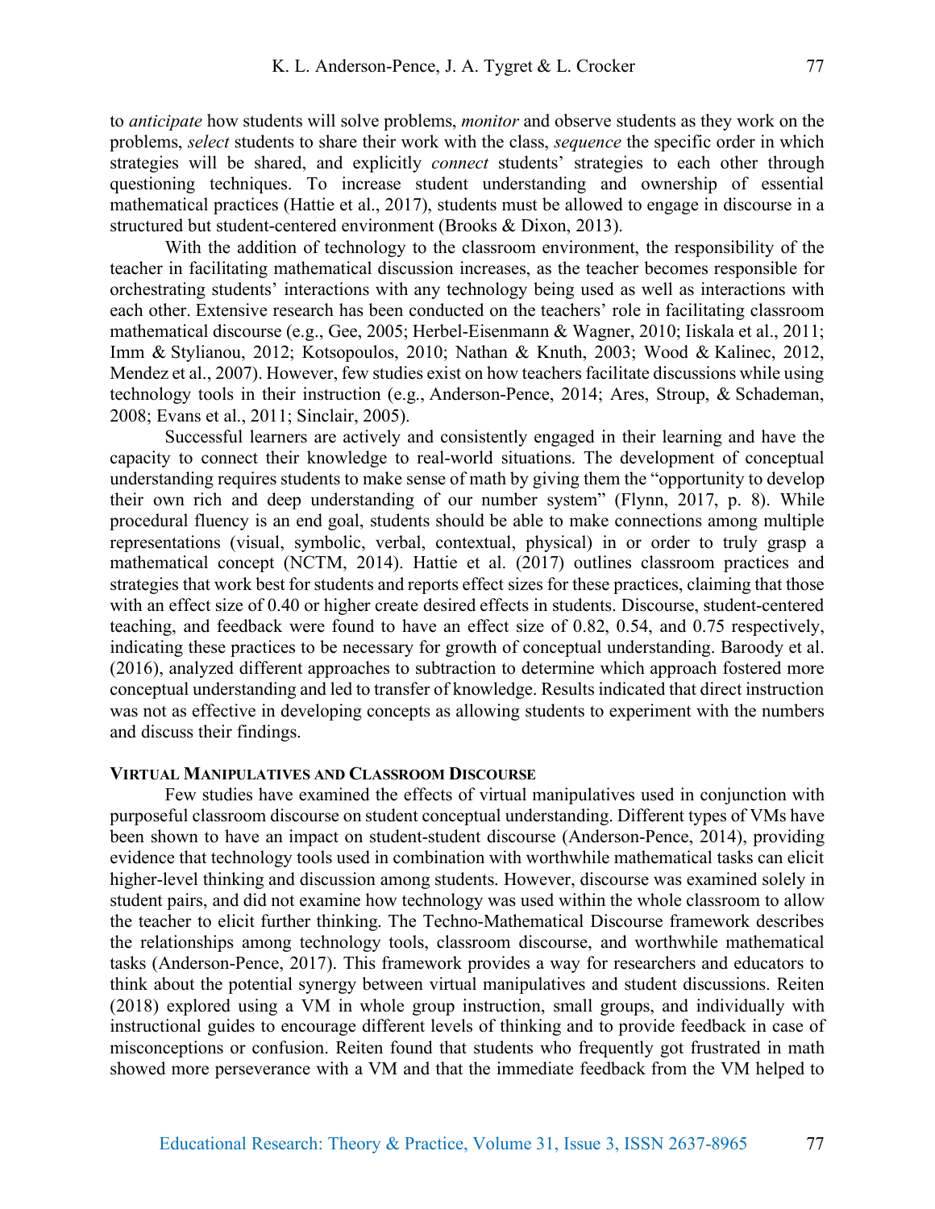to *anticipate* how students will solve problems, *monitor* and observe students as they work on the problems, *select* students to share their work with the class, *sequence* the specific order in which strategies will be shared, and explicitly *connect* students' strategies to each other through questioning techniques. To increase student understanding and ownership of essential mathematical practices (Hattie et al., 2017), students must be allowed to engage in discourse in a structured but student-centered environment (Brooks & Dixon, 2013).

With the addition of technology to the classroom environment, the responsibility of the teacher in facilitating mathematical discussion increases, as the teacher becomes responsible for orchestrating students' interactions with any technology being used as well as interactions with each other. Extensive research has been conducted on the teachers' role in facilitating classroom mathematical discourse (e.g., Gee, 2005; Herbel-Eisenmann & Wagner, 2010; Iiskala et al., 2011; Imm & Stylianou, 2012; Kotsopoulos, 2010; Nathan & Knuth, 2003; Wood & Kalinec, 2012, Mendez et al., 2007). However, few studies exist on how teachers facilitate discussions while using technology tools in their instruction (e.g., Anderson-Pence, 2014; Ares, Stroup, & Schademan, 2008; Evans et al., 2011; Sinclair, 2005).

Successful learners are actively and consistently engaged in their learning and have the capacity to connect their knowledge to real-world situations. The development of conceptual understanding requires students to make sense of math by giving them the "opportunity to develop their own rich and deep understanding of our number system" (Flynn, 2017, p. 8). While procedural fluency is an end goal, students should be able to make connections among multiple representations (visual, symbolic, verbal, contextual, physical) in or order to truly grasp a mathematical concept (NCTM, 2014). Hattie et al. (2017) outlines classroom practices and strategies that work best for students and reports effect sizes for these practices, claiming that those with an effect size of 0.40 or higher create desired effects in students. Discourse, student-centered teaching, and feedback were found to have an effect size of 0.82, 0.54, and 0.75 respectively, indicating these practices to be necessary for growth of conceptual understanding. Baroody et al. (2016), analyzed different approaches to subtraction to determine which approach fostered more conceptual understanding and led to transfer of knowledge. Results indicated that direct instruction was not as effective in developing concepts as allowing students to experiment with the numbers and discuss their findings.

## Virtual Manipulatives and Classroom Discourse

Few studies have examined the effects of virtual manipulatives used in conjunction with purposeful classroom discourse on student conceptual understanding. Different types of VMs have been shown to have an impact on student-student discourse (Anderson-Pence, 2014), providing evidence that technology tools used in combination with worthwhile mathematical tasks can elicit higher-level thinking and discussion among students. However, discourse was examined solely in student pairs, and did not examine how technology was used within the whole classroom to allow the teacher to elicit further thinking. The Techno-Mathematical Discourse framework describes the relationships among technology tools, classroom discourse, and worthwhile mathematical tasks (Anderson-Pence, 2017). This framework provides a way for researchers and educators to think about the potential synergy between virtual manipulatives and student discussions. Reiten (2018) explored using a VM in whole group instruction, small groups, and individually with instructional guides to encourage different levels of thinking and to provide feedback in case of misconceptions or confusion. Reiten found that students who frequently got frustrated in math showed more perseverance with a VM and that the immediate feedback from the VM helped to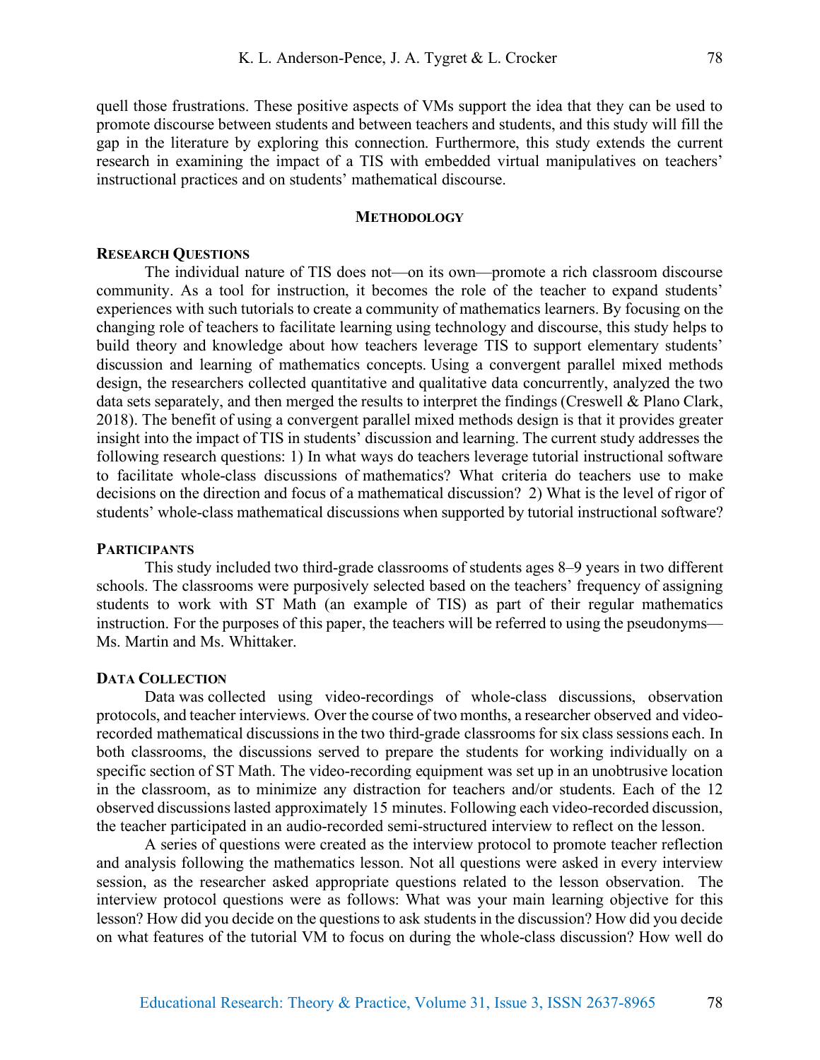quell those frustrations. These positive aspects of VMs support the idea that they can be used to promote discourse between students and between teachers and students, and this study will fill the gap in the literature by exploring this connection. Furthermore, this study extends the current research in examining the impact of a TIS with embedded virtual manipulatives on teachers' instructional practices and on students' mathematical discourse.

## METHODOLOGY

### RESEARCH QUESTIONS

The individual nature of TIS does not—on its own—promote a rich classroom discourse community. As a tool for instruction, it becomes the role of the teacher to expand students' experiences with such tutorials to create a community of mathematics learners. By focusing on the changing role of teachers to facilitate learning using technology and discourse, this study helps to build theory and knowledge about how teachers leverage TIS to support elementary students' discussion and learning of mathematics concepts. Using a convergent parallel mixed methods design, the researchers collected quantitative and qualitative data concurrently, analyzed the two data sets separately, and then merged the results to interpret the findings (Creswell & Plano Clark, 2018). The benefit of using a convergent parallel mixed methods design is that it provides greater insight into the impact of TIS in students' discussion and learning. The current study addresses the following research questions: 1) In what ways do teachers leverage tutorial instructional software to facilitate whole-class discussions of mathematics? What criteria do teachers use to make decisions on the direction and focus of a mathematical discussion? 2) What is the level of rigor of students' whole-class mathematical discussions when supported by tutorial instructional software?

### PARTICIPANTS

This study included two third-grade classrooms of students ages 8–9 years in two different schools. The classrooms were purposively selected based on the teachers' frequency of assigning students to work with ST Math (an example of TIS) as part of their regular mathematics instruction. For the purposes of this paper, the teachers will be referred to using the pseudonyms—Ms. Martin and Ms. Whittaker.

### DATA COLLECTION

Data was collected using video-recordings of whole-class discussions, observation protocols, and teacher interviews. Over the course of two months, a researcher observed and video-recorded mathematical discussions in the two third-grade classrooms for six class sessions each. In both classrooms, the discussions served to prepare the students for working individually on a specific section of ST Math. The video-recording equipment was set up in an unobtrusive location in the classroom, as to minimize any distraction for teachers and/or students. Each of the 12 observed discussions lasted approximately 15 minutes. Following each video-recorded discussion, the teacher participated in an audio-recorded semi-structured interview to reflect on the lesson.

A series of questions were created as the interview protocol to promote teacher reflection and analysis following the mathematics lesson. Not all questions were asked in every interview session, as the researcher asked appropriate questions related to the lesson observation. The interview protocol questions were as follows: What was your main learning objective for this lesson? How did you decide on the questions to ask students in the discussion? How did you decide on what features of the tutorial VM to focus on during the whole-class discussion? How well do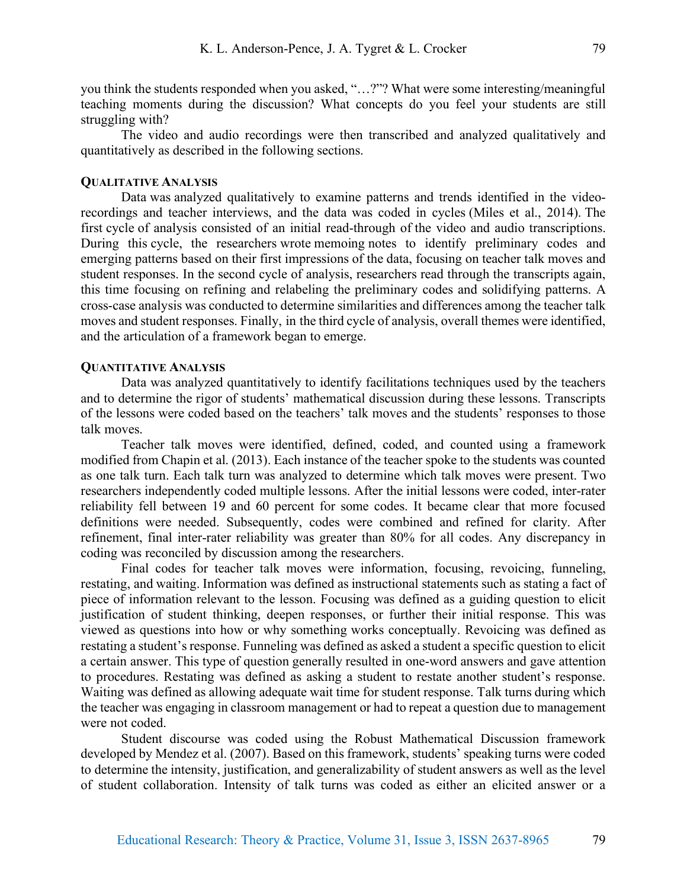you think the students responded when you asked, "…?"? What were some interesting/meaningful teaching moments during the discussion? What concepts do you feel your students are still struggling with?

The video and audio recordings were then transcribed and analyzed qualitatively and quantitatively as described in the following sections.

### Qualitative Analysis

Data was analyzed qualitatively to examine patterns and trends identified in the video-recordings and teacher interviews, and the data was coded in cycles (Miles et al., 2014). The first cycle of analysis consisted of an initial read-through of the video and audio transcriptions. During this cycle, the researchers wrote memoing notes to identify preliminary codes and emerging patterns based on their first impressions of the data, focusing on teacher talk moves and student responses. In the second cycle of analysis, researchers read through the transcripts again, this time focusing on refining and relabeling the preliminary codes and solidifying patterns. A cross-case analysis was conducted to determine similarities and differences among the teacher talk moves and student responses. Finally, in the third cycle of analysis, overall themes were identified, and the articulation of a framework began to emerge.

### Quantitative Analysis

Data was analyzed quantitatively to identify facilitations techniques used by the teachers and to determine the rigor of students' mathematical discussion during these lessons. Transcripts of the lessons were coded based on the teachers' talk moves and the students' responses to those talk moves.

Teacher talk moves were identified, defined, coded, and counted using a framework modified from Chapin et al. (2013). Each instance of the teacher spoke to the students was counted as one talk turn. Each talk turn was analyzed to determine which talk moves were present. Two researchers independently coded multiple lessons. After the initial lessons were coded, inter-rater reliability fell between 19 and 60 percent for some codes. It became clear that more focused definitions were needed. Subsequently, codes were combined and refined for clarity. After refinement, final inter-rater reliability was greater than 80% for all codes. Any discrepancy in coding was reconciled by discussion among the researchers.

Final codes for teacher talk moves were information, focusing, revoicing, funneling, restating, and waiting. Information was defined as instructional statements such as stating a fact of piece of information relevant to the lesson. Focusing was defined as a guiding question to elicit justification of student thinking, deepen responses, or further their initial response. This was viewed as questions into how or why something works conceptually. Revoicing was defined as restating a student's response. Funneling was defined as asked a student a specific question to elicit a certain answer. This type of question generally resulted in one-word answers and gave attention to procedures. Restating was defined as asking a student to restate another student's response. Waiting was defined as allowing adequate wait time for student response. Talk turns during which the teacher was engaging in classroom management or had to repeat a question due to management were not coded.

Student discourse was coded using the Robust Mathematical Discussion framework developed by Mendez et al. (2007). Based on this framework, students' speaking turns were coded to determine the intensity, justification, and generalizability of student answers as well as the level of student collaboration. Intensity of talk turns was coded as either an elicited answer or a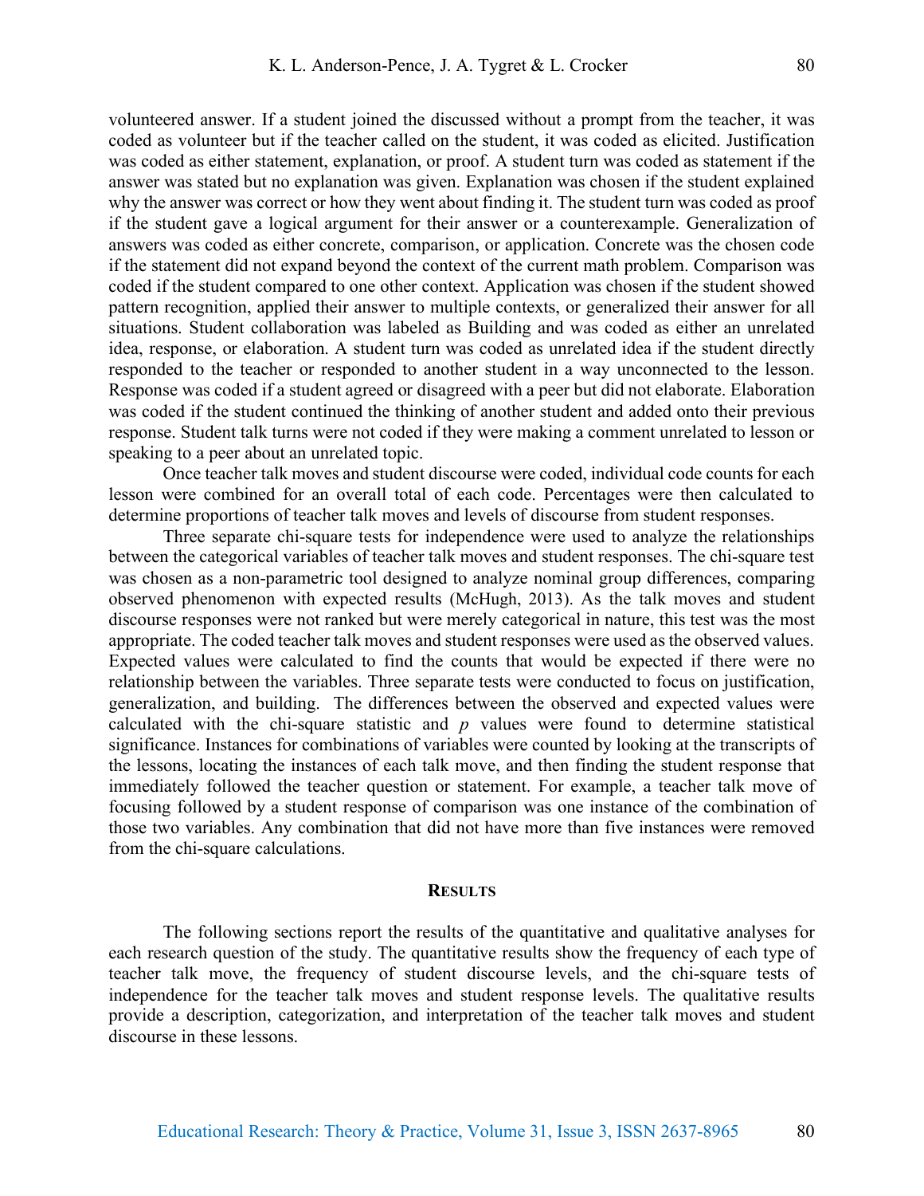volunteered answer. If a student joined the discussed without a prompt from the teacher, it was coded as volunteer but if the teacher called on the student, it was coded as elicited. Justification was coded as either statement, explanation, or proof. A student turn was coded as statement if the answer was stated but no explanation was given. Explanation was chosen if the student explained why the answer was correct or how they went about finding it. The student turn was coded as proof if the student gave a logical argument for their answer or a counterexample. Generalization of answers was coded as either concrete, comparison, or application. Concrete was the chosen code if the statement did not expand beyond the context of the current math problem. Comparison was coded if the student compared to one other context. Application was chosen if the student showed pattern recognition, applied their answer to multiple contexts, or generalized their answer for all situations. Student collaboration was labeled as Building and was coded as either an unrelated idea, response, or elaboration. A student turn was coded as unrelated idea if the student directly responded to the teacher or responded to another student in a way unconnected to the lesson. Response was coded if a student agreed or disagreed with a peer but did not elaborate. Elaboration was coded if the student continued the thinking of another student and added onto their previous response. Student talk turns were not coded if they were making a comment unrelated to lesson or speaking to a peer about an unrelated topic.

Once teacher talk moves and student discourse were coded, individual code counts for each lesson were combined for an overall total of each code. Percentages were then calculated to determine proportions of teacher talk moves and levels of discourse from student responses.

Three separate chi-square tests for independence were used to analyze the relationships between the categorical variables of teacher talk moves and student responses. The chi-square test was chosen as a non-parametric tool designed to analyze nominal group differences, comparing observed phenomenon with expected results (McHugh, 2013). As the talk moves and student discourse responses were not ranked but were merely categorical in nature, this test was the most appropriate. The coded teacher talk moves and student responses were used as the observed values. Expected values were calculated to find the counts that would be expected if there were no relationship between the variables. Three separate tests were conducted to focus on justification, generalization, and building. The differences between the observed and expected values were calculated with the chi-square statistic and $p$ values were found to determine statistical significance. Instances for combinations of variables were counted by looking at the transcripts of the lessons, locating the instances of each talk move, and then finding the student response that immediately followed the teacher question or statement. For example, a teacher talk move of focusing followed by a student response of comparison was one instance of the combination of those two variables. Any combination that did not have more than five instances were removed from the chi-square calculations.

## Results

The following sections report the results of the quantitative and qualitative analyses for each research question of the study. The quantitative results show the frequency of each type of teacher talk move, the frequency of student discourse levels, and the chi-square tests of independence for the teacher talk moves and student response levels. The qualitative results provide a description, categorization, and interpretation of the teacher talk moves and student discourse in these lessons.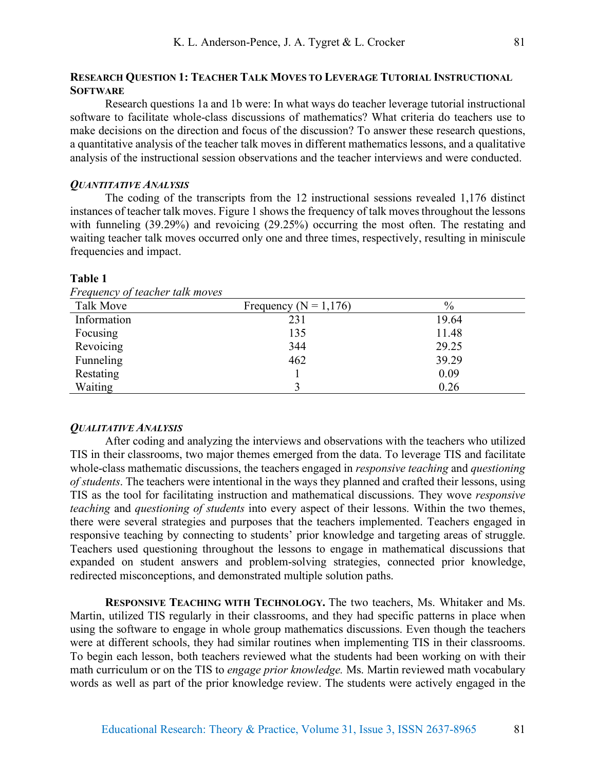## Research Question 1: Teacher Talk Moves to Leverage Tutorial Instructional Software

Research questions 1a and 1b were: In what ways do teacher leverage tutorial instructional software to facilitate whole-class discussions of mathematics? What criteria do teachers use to make decisions on the direction and focus of the discussion? To answer these research questions, a quantitative analysis of the teacher talk moves in different mathematics lessons, and a qualitative analysis of the instructional session observations and the teacher interviews and were conducted.

### *Quantitative Analysis*

The coding of the transcripts from the 12 instructional sessions revealed 1,176 distinct instances of teacher talk moves. Figure 1 shows the frequency of talk moves throughout the lessons with funneling (39.29%) and revoicing (29.25%) occurring the most often. The restating and waiting teacher talk moves occurred only one and three times, respectively, resulting in miniscule frequencies and impact.

**Table 1**

*Frequency of teacher talk moves*

| Talk Move | Frequency (N = 1,176) | % |
|---|---|---|
| Information | 231 | 19.64 |
| Focusing | 135 | 11.48 |
| Revoicing | 344 | 29.25 |
| Funneling | 462 | 39.29 |
| Restating | 1 | 0.09 |
| Waiting | 3 | 0.26 |

### *Qualitative Analysis*

After coding and analyzing the interviews and observations with the teachers who utilized TIS in their classrooms, two major themes emerged from the data. To leverage TIS and facilitate whole-class mathematic discussions, the teachers engaged in *responsive teaching* and *questioning of students*. The teachers were intentional in the ways they planned and crafted their lessons, using TIS as the tool for facilitating instruction and mathematical discussions. They wove *responsive teaching* and *questioning of students* into every aspect of their lessons. Within the two themes, there were several strategies and purposes that the teachers implemented. Teachers engaged in responsive teaching by connecting to students' prior knowledge and targeting areas of struggle. Teachers used questioning throughout the lessons to engage in mathematical discussions that expanded on student answers and problem-solving strategies, connected prior knowledge, redirected misconceptions, and demonstrated multiple solution paths.

**Responsive Teaching with Technology.** The two teachers, Ms. Whitaker and Ms. Martin, utilized TIS regularly in their classrooms, and they had specific patterns in place when using the software to engage in whole group mathematics discussions. Even though the teachers were at different schools, they had similar routines when implementing TIS in their classrooms. To begin each lesson, both teachers reviewed what the students had been working on with their math curriculum or on the TIS to *engage prior knowledge.* Ms. Martin reviewed math vocabulary words as well as part of the prior knowledge review. The students were actively engaged in the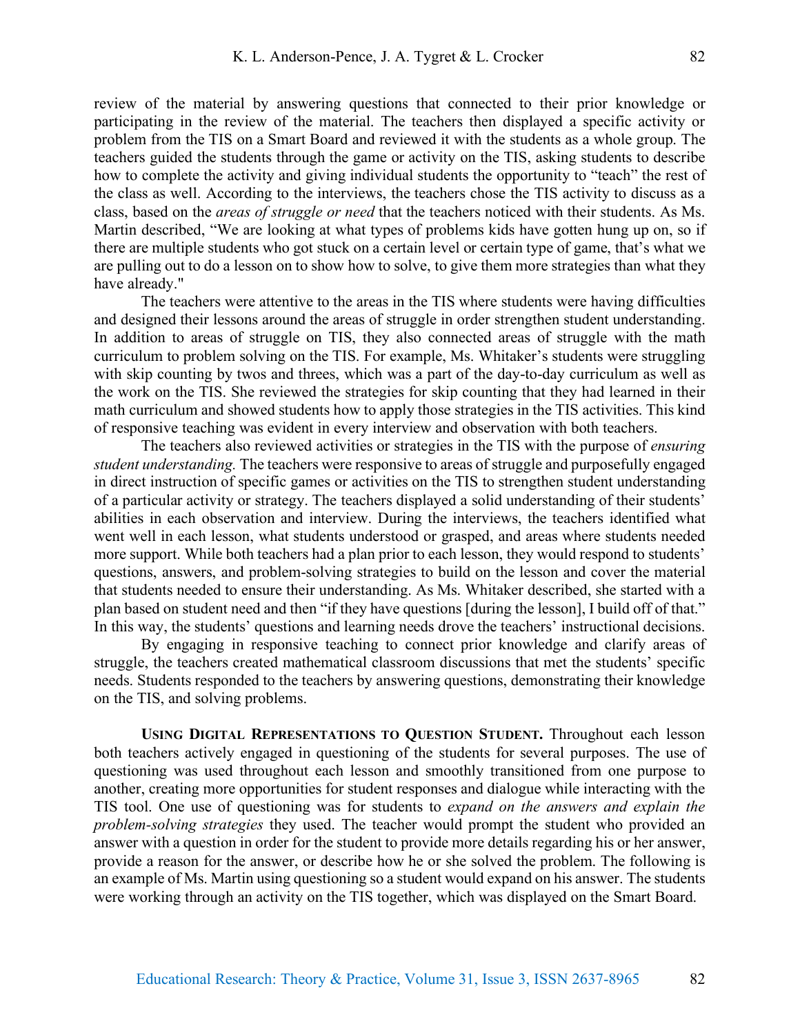review of the material by answering questions that connected to their prior knowledge or participating in the review of the material. The teachers then displayed a specific activity or problem from the TIS on a Smart Board and reviewed it with the students as a whole group. The teachers guided the students through the game or activity on the TIS, asking students to describe how to complete the activity and giving individual students the opportunity to "teach" the rest of the class as well. According to the interviews, the teachers chose the TIS activity to discuss as a class, based on the *areas of struggle or need* that the teachers noticed with their students. As Ms. Martin described, "We are looking at what types of problems kids have gotten hung up on, so if there are multiple students who got stuck on a certain level or certain type of game, that's what we are pulling out to do a lesson on to show how to solve, to give them more strategies than what they have already."

The teachers were attentive to the areas in the TIS where students were having difficulties and designed their lessons around the areas of struggle in order strengthen student understanding. In addition to areas of struggle on TIS, they also connected areas of struggle with the math curriculum to problem solving on the TIS. For example, Ms. Whitaker's students were struggling with skip counting by twos and threes, which was a part of the day-to-day curriculum as well as the work on the TIS. She reviewed the strategies for skip counting that they had learned in their math curriculum and showed students how to apply those strategies in the TIS activities. This kind of responsive teaching was evident in every interview and observation with both teachers.

The teachers also reviewed activities or strategies in the TIS with the purpose of *ensuring student understanding.* The teachers were responsive to areas of struggle and purposefully engaged in direct instruction of specific games or activities on the TIS to strengthen student understanding of a particular activity or strategy. The teachers displayed a solid understanding of their students' abilities in each observation and interview. During the interviews, the teachers identified what went well in each lesson, what students understood or grasped, and areas where students needed more support. While both teachers had a plan prior to each lesson, they would respond to students' questions, answers, and problem-solving strategies to build on the lesson and cover the material that students needed to ensure their understanding. As Ms. Whitaker described, she started with a plan based on student need and then "if they have questions [during the lesson], I build off of that." In this way, the students' questions and learning needs drove the teachers' instructional decisions.

By engaging in responsive teaching to connect prior knowledge and clarify areas of struggle, the teachers created mathematical classroom discussions that met the students' specific needs. Students responded to the teachers by answering questions, demonstrating their knowledge on the TIS, and solving problems.

**Using Digital Representations to Question Student.** Throughout each lesson both teachers actively engaged in questioning of the students for several purposes. The use of questioning was used throughout each lesson and smoothly transitioned from one purpose to another, creating more opportunities for student responses and dialogue while interacting with the TIS tool. One use of questioning was for students to *expand on the answers and explain the problem-solving strategies* they used. The teacher would prompt the student who provided an answer with a question in order for the student to provide more details regarding his or her answer, provide a reason for the answer, or describe how he or she solved the problem. The following is an example of Ms. Martin using questioning so a student would expand on his answer. The students were working through an activity on the TIS together, which was displayed on the Smart Board.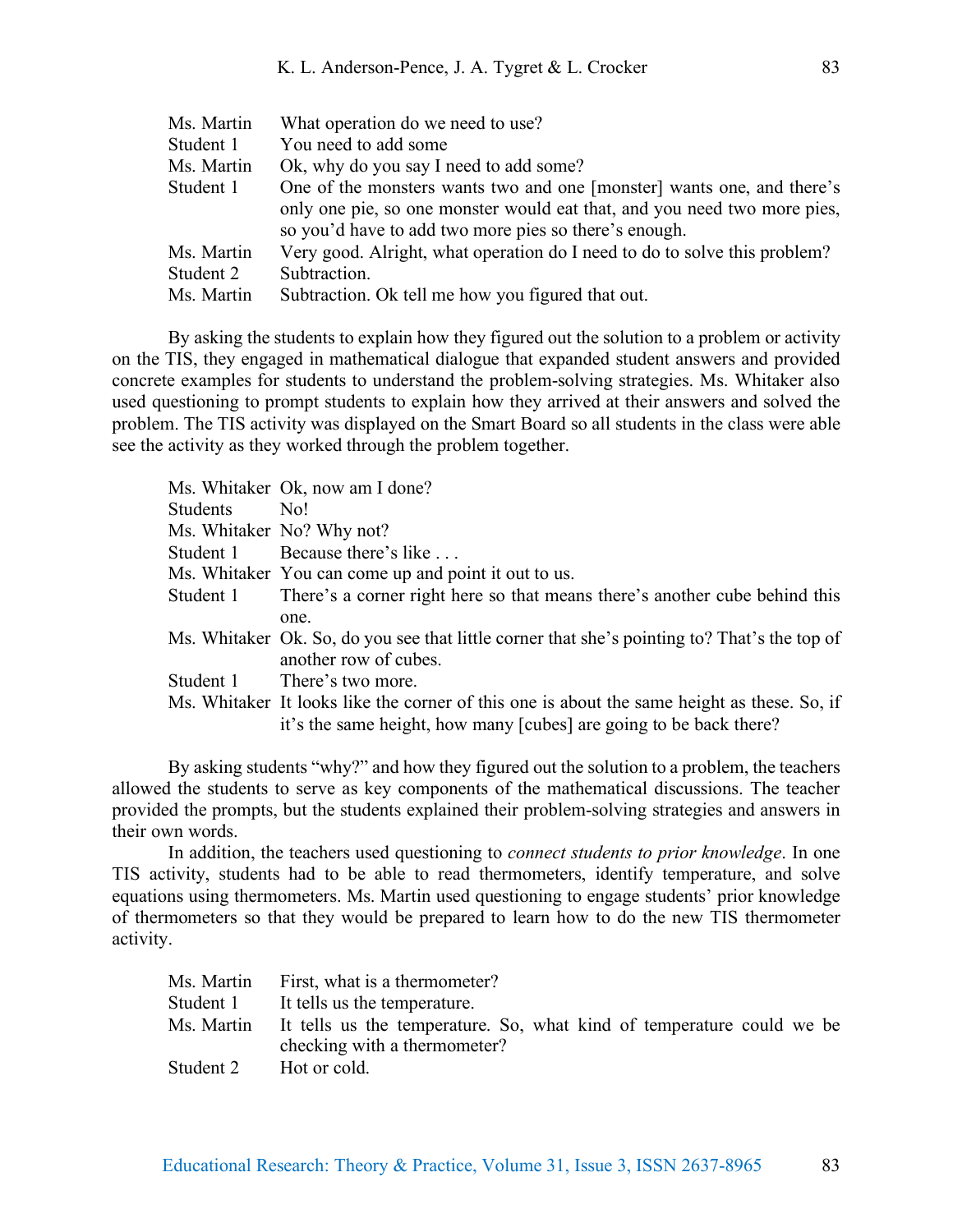| | |
|---|---|
| Ms. Martin | What operation do we need to use? |
| Student 1 | You need to add some |
| Ms. Martin | Ok, why do you say I need to add some? |
| Student 1 | One of the monsters wants two and one [monster] wants one, and there's only one pie, so one monster would eat that, and you need two more pies, so you'd have to add two more pies so there's enough. |
| Ms. Martin | Very good. Alright, what operation do I need to do to solve this problem? |
| Student 2 | Subtraction. |
| Ms. Martin | Subtraction. Ok tell me how you figured that out. |

By asking the students to explain how they figured out the solution to a problem or activity on the TIS, they engaged in mathematical dialogue that expanded student answers and provided concrete examples for students to understand the problem-solving strategies. Ms. Whitaker also used questioning to prompt students to explain how they arrived at their answers and solved the problem. The TIS activity was displayed on the Smart Board so all students in the class were able see the activity as they worked through the problem together.

| | |
|---|---|
| Ms. Whitaker | Ok, now am I done? |
| Students | No! |
| Ms. Whitaker | No? Why not? |
| Student 1 | Because there's like . . . |
| Ms. Whitaker | You can come up and point it out to us. |
| Student 1 | There's a corner right here so that means there's another cube behind this one. |
| Ms. Whitaker | Ok. So, do you see that little corner that she's pointing to? That's the top of another row of cubes. |
| Student 1 | There's two more. |
| Ms. Whitaker | It looks like the corner of this one is about the same height as these. So, if it's the same height, how many [cubes] are going to be back there? |

By asking students "why?" and how they figured out the solution to a problem, the teachers allowed the students to serve as key components of the mathematical discussions. The teacher provided the prompts, but the students explained their problem-solving strategies and answers in their own words.

In addition, the teachers used questioning to *connect students to prior knowledge*. In one TIS activity, students had to be able to read thermometers, identify temperature, and solve equations using thermometers. Ms. Martin used questioning to engage students' prior knowledge of thermometers so that they would be prepared to learn how to do the new TIS thermometer activity.

| | |
|---|---|
| Ms. Martin | First, what is a thermometer? |
| Student 1 | It tells us the temperature. |
| Ms. Martin | It tells us the temperature. So, what kind of temperature could we be checking with a thermometer? |
| Student 2 | Hot or cold. |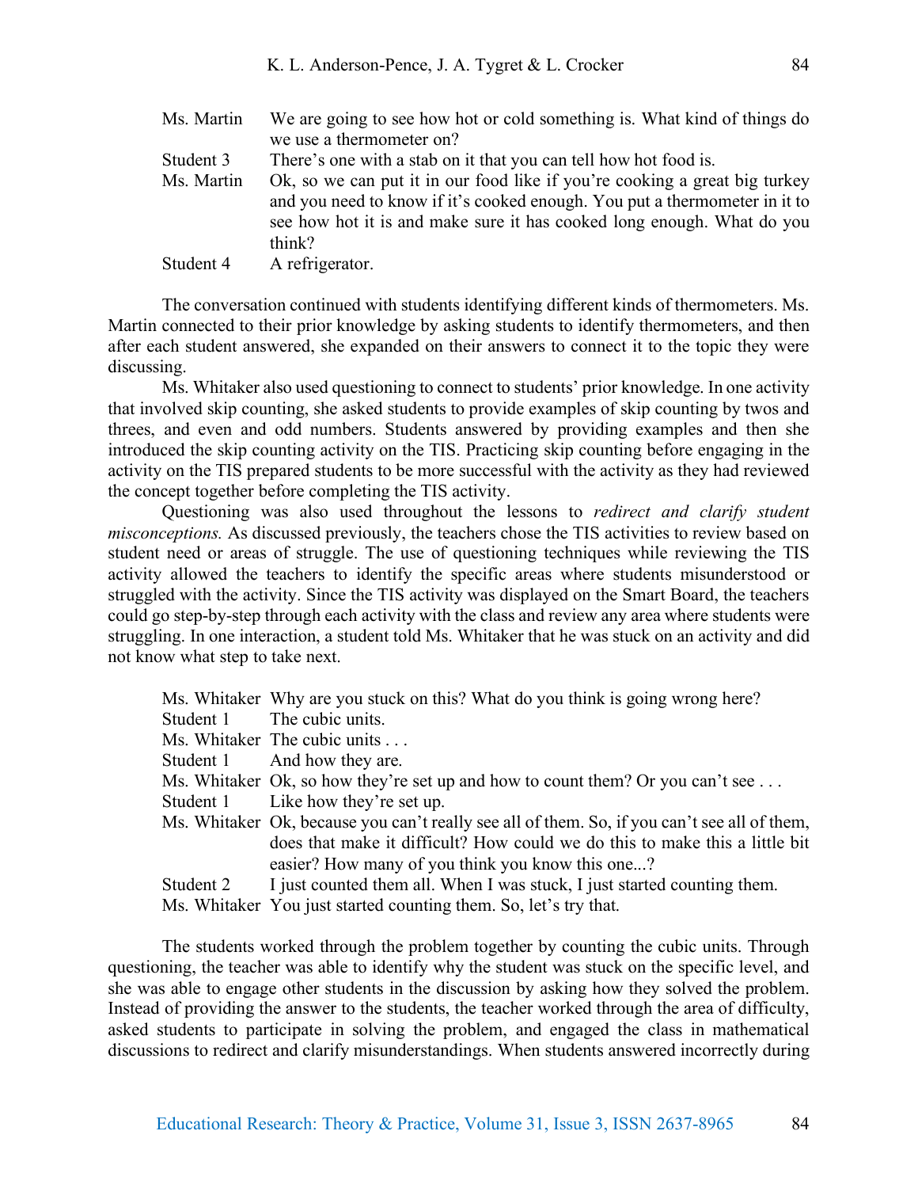| | |
|---|---|
| Ms. Martin | We are going to see how hot or cold something is. What kind of things do we use a thermometer on? |
| Student 3 | There's one with a stab on it that you can tell how hot food is. |
| Ms. Martin | Ok, so we can put it in our food like if you're cooking a great big turkey and you need to know if it's cooked enough. You put a thermometer in it to see how hot it is and make sure it has cooked long enough. What do you think? |
| Student 4 | A refrigerator. |

The conversation continued with students identifying different kinds of thermometers. Ms. Martin connected to their prior knowledge by asking students to identify thermometers, and then after each student answered, she expanded on their answers to connect it to the topic they were discussing.

Ms. Whitaker also used questioning to connect to students' prior knowledge. In one activity that involved skip counting, she asked students to provide examples of skip counting by twos and threes, and even and odd numbers. Students answered by providing examples and then she introduced the skip counting activity on the TIS. Practicing skip counting before engaging in the activity on the TIS prepared students to be more successful with the activity as they had reviewed the concept together before completing the TIS activity.

Questioning was also used throughout the lessons to *redirect and clarify student misconceptions.* As discussed previously, the teachers chose the TIS activities to review based on student need or areas of struggle. The use of questioning techniques while reviewing the TIS activity allowed the teachers to identify the specific areas where students misunderstood or struggled with the activity. Since the TIS activity was displayed on the Smart Board, the teachers could go step-by-step through each activity with the class and review any area where students were struggling. In one interaction, a student told Ms. Whitaker that he was stuck on an activity and did not know what step to take next.

| | |
|---|---|
| Ms. Whitaker | Why are you stuck on this? What do you think is going wrong here? |
| Student 1 | The cubic units. |
| Ms. Whitaker | The cubic units . . . |
| Student 1 | And how they are. |
| Ms. Whitaker | Ok, so how they're set up and how to count them? Or you can't see . . . |
| Student 1 | Like how they're set up. |
| Ms. Whitaker | Ok, because you can't really see all of them. So, if you can't see all of them, does that make it difficult? How could we do this to make this a little bit easier? How many of you think you know this one...? |
| Student 2 | I just counted them all. When I was stuck, I just started counting them. |
| Ms. Whitaker | You just started counting them. So, let's try that. |

The students worked through the problem together by counting the cubic units. Through questioning, the teacher was able to identify why the student was stuck on the specific level, and she was able to engage other students in the discussion by asking how they solved the problem. Instead of providing the answer to the students, the teacher worked through the area of difficulty, asked students to participate in solving the problem, and engaged the class in mathematical discussions to redirect and clarify misunderstandings. When students answered incorrectly during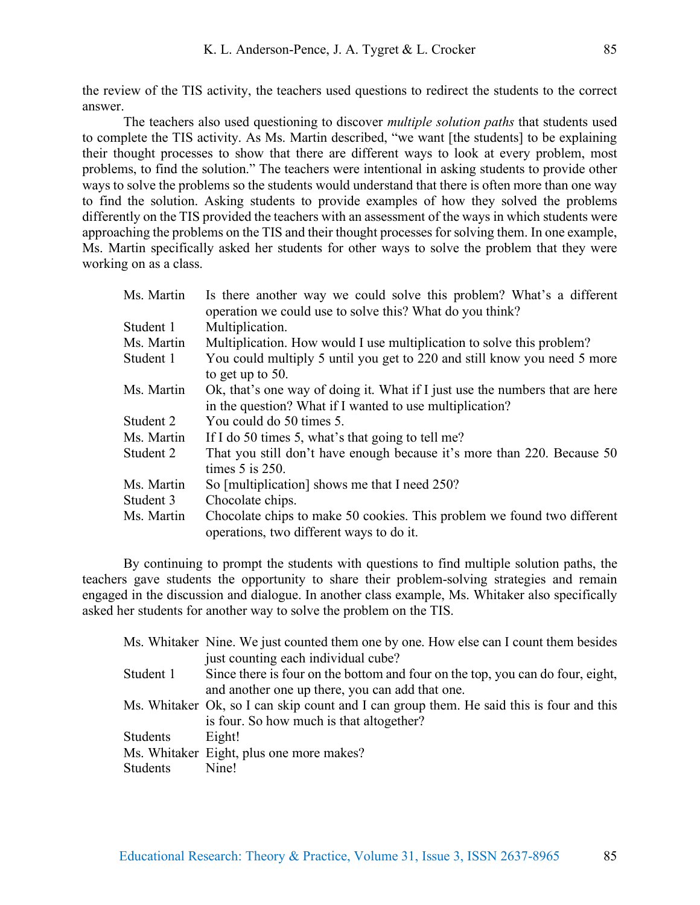the review of the TIS activity, the teachers used questions to redirect the students to the correct answer.

The teachers also used questioning to discover *multiple solution paths* that students used to complete the TIS activity. As Ms. Martin described, "we want [the students] to be explaining their thought processes to show that there are different ways to look at every problem, most problems, to find the solution." The teachers were intentional in asking students to provide other ways to solve the problems so the students would understand that there is often more than one way to find the solution. Asking students to provide examples of how they solved the problems differently on the TIS provided the teachers with an assessment of the ways in which students were approaching the problems on the TIS and their thought processes for solving them. In one example, Ms. Martin specifically asked her students for other ways to solve the problem that they were working on as a class.

| | |
|---|---|
| Ms. Martin | Is there another way we could solve this problem? What's a different operation we could use to solve this? What do you think? |
| Student 1 | Multiplication. |
| Ms. Martin | Multiplication. How would I use multiplication to solve this problem? |
| Student 1 | You could multiply 5 until you get to 220 and still know you need 5 more to get up to 50. |
| Ms. Martin | Ok, that's one way of doing it. What if I just use the numbers that are here in the question? What if I wanted to use multiplication? |
| Student 2 | You could do 50 times 5. |
| Ms. Martin | If I do 50 times 5, what's that going to tell me? |
| Student 2 | That you still don't have enough because it's more than 220. Because 50 times 5 is 250. |
| Ms. Martin | So [multiplication] shows me that I need 250? |
| Student 3 | Chocolate chips. |
| Ms. Martin | Chocolate chips to make 50 cookies. This problem we found two different operations, two different ways to do it. |

By continuing to prompt the students with questions to find multiple solution paths, the teachers gave students the opportunity to share their problem-solving strategies and remain engaged in the discussion and dialogue. In another class example, Ms. Whitaker also specifically asked her students for another way to solve the problem on the TIS.

| | |
|---|---|
| Ms. Whitaker | Nine. We just counted them one by one. How else can I count them besides just counting each individual cube? |
| Student 1 | Since there is four on the bottom and four on the top, you can do four, eight, and another one up there, you can add that one. |
| Ms. Whitaker | Ok, so I can skip count and I can group them. He said this is four and this is four. So how much is that altogether? |
| Students | Eight! |
| Ms. Whitaker | Eight, plus one more makes? |
| Students | Nine! |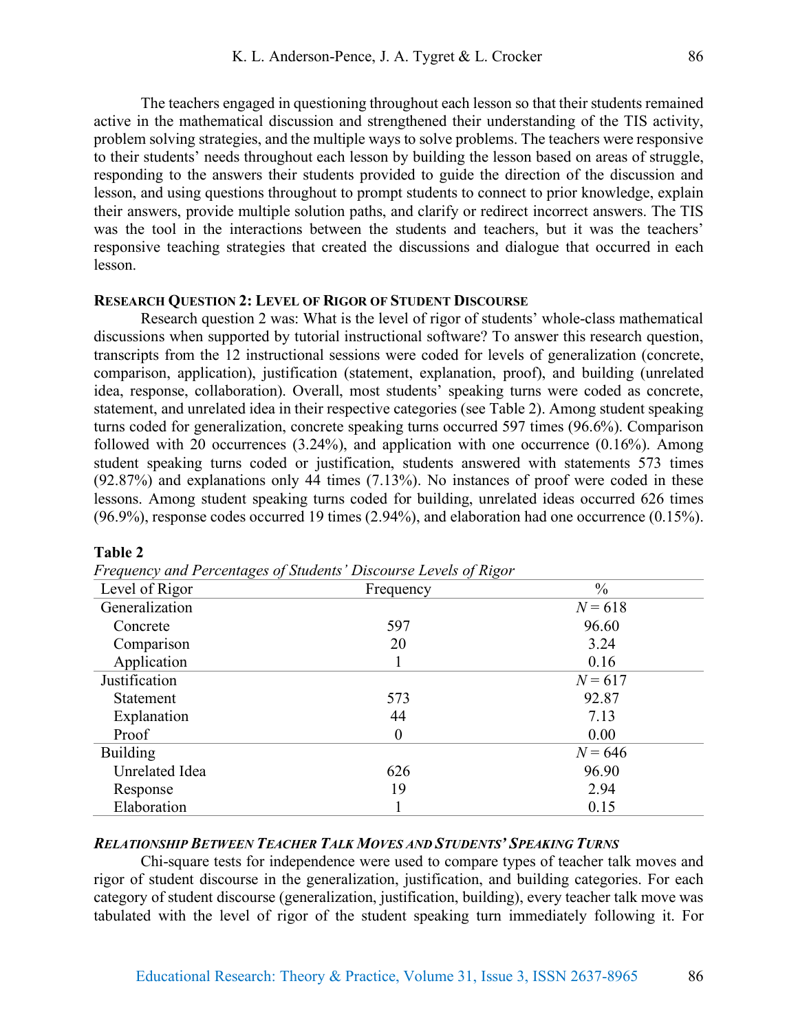The teachers engaged in questioning throughout each lesson so that their students remained active in the mathematical discussion and strengthened their understanding of the TIS activity, problem solving strategies, and the multiple ways to solve problems. The teachers were responsive to their students' needs throughout each lesson by building the lesson based on areas of struggle, responding to the answers their students provided to guide the direction of the discussion and lesson, and using questions throughout to prompt students to connect to prior knowledge, explain their answers, provide multiple solution paths, and clarify or redirect incorrect answers. The TIS was the tool in the interactions between the students and teachers, but it was the teachers' responsive teaching strategies that created the discussions and dialogue that occurred in each lesson.

### Research Question 2: Level of Rigor of Student Discourse

Research question 2 was: What is the level of rigor of students' whole-class mathematical discussions when supported by tutorial instructional software? To answer this research question, transcripts from the 12 instructional sessions were coded for levels of generalization (concrete, comparison, application), justification (statement, explanation, proof), and building (unrelated idea, response, collaboration). Overall, most students' speaking turns were coded as concrete, statement, and unrelated idea in their respective categories (see Table 2). Among student speaking turns coded for generalization, concrete speaking turns occurred 597 times (96.6%). Comparison followed with 20 occurrences (3.24%), and application with one occurrence (0.16%). Among student speaking turns coded or justification, students answered with statements 573 times (92.87%) and explanations only 44 times (7.13%). No instances of proof were coded in these lessons. Among student speaking turns coded for building, unrelated ideas occurred 626 times (96.9%), response codes occurred 19 times (2.94%), and elaboration had one occurrence (0.15%).

**Table 2**

*Frequency and Percentages of Students' Discourse Levels of Rigor*

| Level of Rigor | Frequency | % |
|---|---|---|
| Generalization | | *N* = 618 |
| Concrete | 597 | 96.60 |
| Comparison | 20 | 3.24 |
| Application | 1 | 0.16 |
| Justification | | *N* = 617 |
| Statement | 573 | 92.87 |
| Explanation | 44 | 7.13 |
| Proof | 0 | 0.00 |
| Building | | *N* = 646 |
| Unrelated Idea | 626 | 96.90 |
| Response | 19 | 2.94 |
| Elaboration | 1 | 0.15 |

### *Relationship Between Teacher Talk Moves and Students' Speaking Turns*

Chi-square tests for independence were used to compare types of teacher talk moves and rigor of student discourse in the generalization, justification, and building categories. For each category of student discourse (generalization, justification, building), every teacher talk move was tabulated with the level of rigor of the student speaking turn immediately following it. For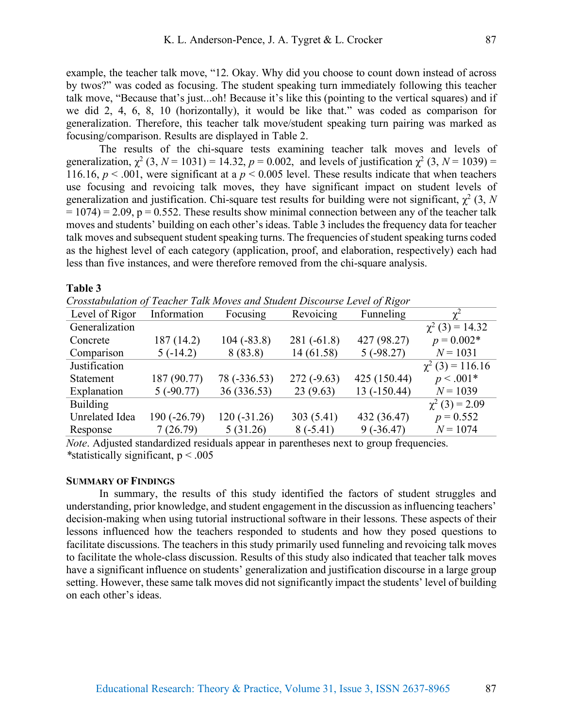example, the teacher talk move, "12. Okay. Why did you choose to count down instead of across by twos?" was coded as focusing. The student speaking turn immediately following this teacher talk move, "Because that's just...oh! Because it's like this (pointing to the vertical squares) and if we did 2, 4, 6, 8, 10 (horizontally), it would be like that." was coded as comparison for generalization. Therefore, this teacher talk move/student speaking turn pairing was marked as focusing/comparison. Results are displayed in Table 2.

The results of the chi-square tests examining teacher talk moves and levels of generalization, $\chi^2$ (3, $N$ = 1031) = 14.32, $p$ = 0.002, and levels of justification $\chi^2$ (3, $N$ = 1039) = 116.16, $p$ < .001, were significant at a $p$ < 0.005 level. These results indicate that when teachers use focusing and revoicing talk moves, they have significant impact on student levels of generalization and justification. Chi-square test results for building were not significant, $\chi^2$ (3, $N$ = 1074) = 2.09, p = 0.552. These results show minimal connection between any of the teacher talk moves and students' building on each other's ideas. Table 3 includes the frequency data for teacher talk moves and subsequent student speaking turns. The frequencies of student speaking turns coded as the highest level of each category (application, proof, and elaboration, respectively) each had less than five instances, and were therefore removed from the chi-square analysis.

**Table 3**

*Crosstabulation of Teacher Talk Moves and Student Discourse Level of Rigor*

| Level of Rigor | Information | Focusing | Revoicing | Funneling | $\chi^2$ |
|---|---|---|---|---|---|
| Generalization | | | | | $\chi^2$ (3) = 14.32 |
| Concrete | 187 (14.2) | 104 (-83.8) | 281 (-61.8) | 427 (98.27) | $p$ = 0.002* |
| Comparison | 5 (-14.2) | 8 (83.8) | 14 (61.58) | 5 (-98.27) | $N$ = 1031 |
| Justification | | | | | $\chi^2$ (3) = 116.16 |
| Statement | 187 (90.77) | 78 (-336.53) | 272 (-9.63) | 425 (150.44) | $p$ < .001* |
| Explanation | 5 (-90.77) | 36 (336.53) | 23 (9.63) | 13 (-150.44) | $N$ = 1039 |
| Building | | | | | $\chi^2$ (3) = 2.09 |
| Unrelated Idea | 190 (-26.79) | 120 (-31.26) | 303 (5.41) | 432 (36.47) | $p$ = 0.552 |
| Response | 7 (26.79) | 5 (31.26) | 8 (-5.41) | 9 (-36.47) | $N$ = 1074 |

*Note*. Adjusted standardized residuals appear in parentheses next to group frequencies.
*statistically significant, p < .005

### Summary of Findings

In summary, the results of this study identified the factors of student struggles and understanding, prior knowledge, and student engagement in the discussion as influencing teachers' decision-making when using tutorial instructional software in their lessons. These aspects of their lessons influenced how the teachers responded to students and how they posed questions to facilitate discussions. The teachers in this study primarily used funneling and revoicing talk moves to facilitate the whole-class discussion. Results of this study also indicated that teacher talk moves have a significant influence on students' generalization and justification discourse in a large group setting. However, these same talk moves did not significantly impact the students' level of building on each other's ideas.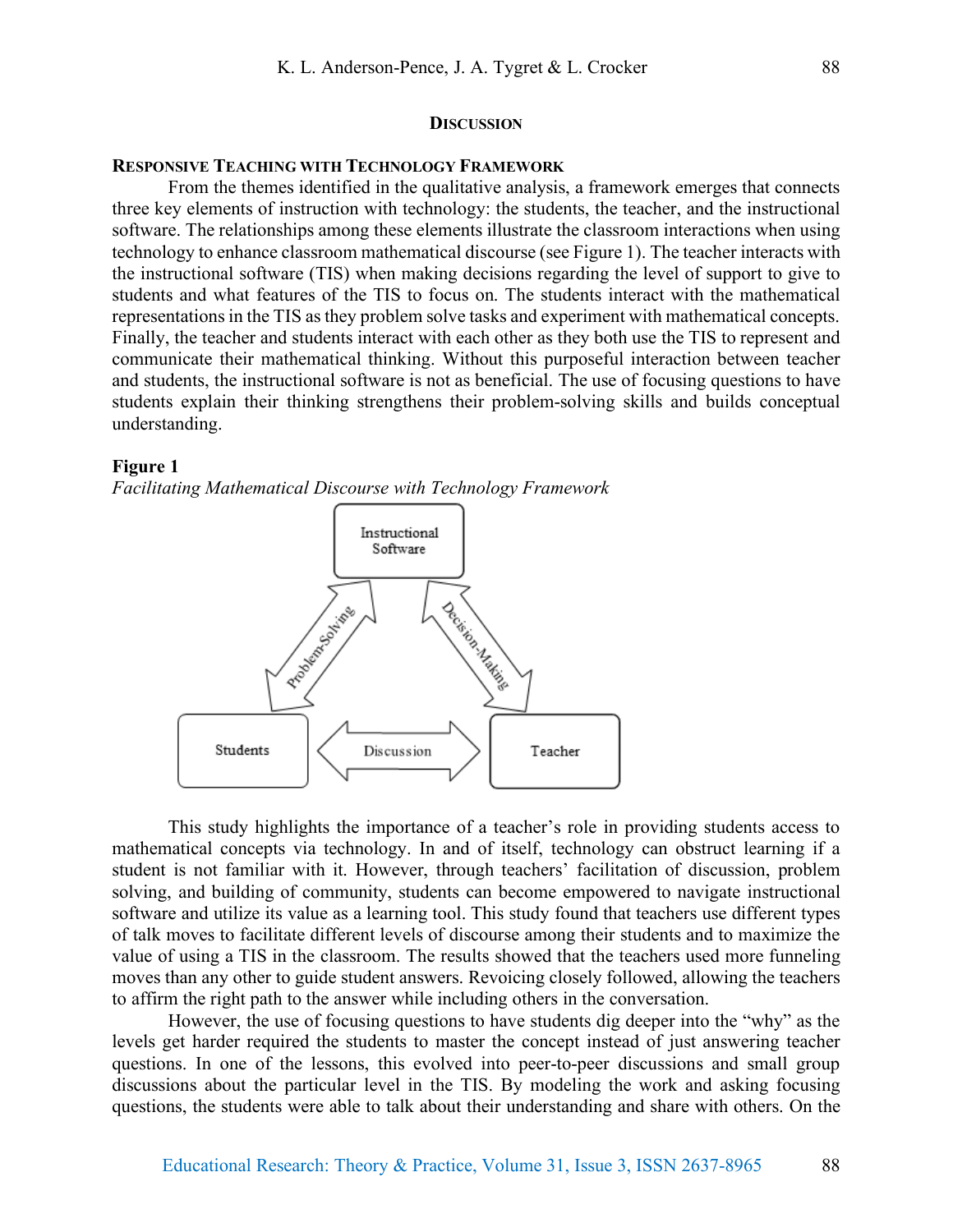## Discussion

### Responsive Teaching with Technology Framework

From the themes identified in the qualitative analysis, a framework emerges that connects three key elements of instruction with technology: the students, the teacher, and the instructional software. The relationships among these elements illustrate the classroom interactions when using technology to enhance classroom mathematical discourse (see Figure 1). The teacher interacts with the instructional software (TIS) when making decisions regarding the level of support to give to students and what features of the TIS to focus on. The students interact with the mathematical representations in the TIS as they problem solve tasks and experiment with mathematical concepts. Finally, the teacher and students interact with each other as they both use the TIS to represent and communicate their mathematical thinking. Without this purposeful interaction between teacher and students, the instructional software is not as beneficial. The use of focusing questions to have students explain their thinking strengthens their problem-solving skills and builds conceptual understanding.

**Figure 1**

*Facilitating Mathematical Discourse with Technology Framework*

This study highlights the importance of a teacher's role in providing students access to mathematical concepts via technology. In and of itself, technology can obstruct learning if a student is not familiar with it. However, through teachers' facilitation of discussion, problem solving, and building of community, students can become empowered to navigate instructional software and utilize its value as a learning tool. This study found that teachers use different types of talk moves to facilitate different levels of discourse among their students and to maximize the value of using a TIS in the classroom. The results showed that the teachers used more funneling moves than any other to guide student answers. Revoicing closely followed, allowing the teachers to affirm the right path to the answer while including others in the conversation.

However, the use of focusing questions to have students dig deeper into the "why" as the levels get harder required the students to master the concept instead of just answering teacher questions. In one of the lessons, this evolved into peer-to-peer discussions and small group discussions about the particular level in the TIS. By modeling the work and asking focusing questions, the students were able to talk about their understanding and share with others. On the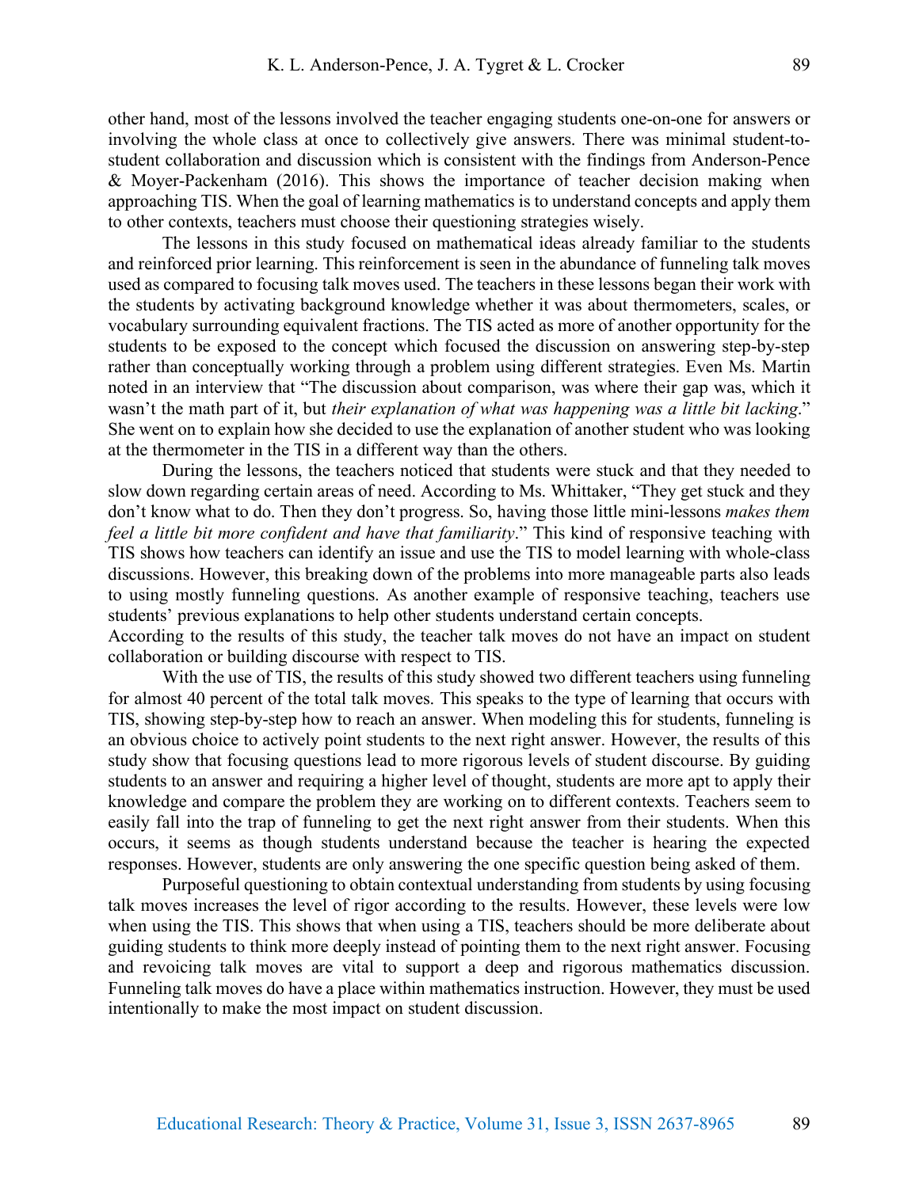other hand, most of the lessons involved the teacher engaging students one-on-one for answers or involving the whole class at once to collectively give answers. There was minimal student-to-student collaboration and discussion which is consistent with the findings from Anderson-Pence & Moyer-Packenham (2016). This shows the importance of teacher decision making when approaching TIS. When the goal of learning mathematics is to understand concepts and apply them to other contexts, teachers must choose their questioning strategies wisely.

The lessons in this study focused on mathematical ideas already familiar to the students and reinforced prior learning. This reinforcement is seen in the abundance of funneling talk moves used as compared to focusing talk moves used. The teachers in these lessons began their work with the students by activating background knowledge whether it was about thermometers, scales, or vocabulary surrounding equivalent fractions. The TIS acted as more of another opportunity for the students to be exposed to the concept which focused the discussion on answering step-by-step rather than conceptually working through a problem using different strategies. Even Ms. Martin noted in an interview that "The discussion about comparison, was where their gap was, which it wasn't the math part of it, but *their explanation of what was happening was a little bit lacking*." She went on to explain how she decided to use the explanation of another student who was looking at the thermometer in the TIS in a different way than the others.

During the lessons, the teachers noticed that students were stuck and that they needed to slow down regarding certain areas of need. According to Ms. Whittaker, "They get stuck and they don't know what to do. Then they don't progress. So, having those little mini-lessons *makes them feel a little bit more confident and have that familiarity*." This kind of responsive teaching with TIS shows how teachers can identify an issue and use the TIS to model learning with whole-class discussions. However, this breaking down of the problems into more manageable parts also leads to using mostly funneling questions. As another example of responsive teaching, teachers use students' previous explanations to help other students understand certain concepts.

According to the results of this study, the teacher talk moves do not have an impact on student collaboration or building discourse with respect to TIS.

With the use of TIS, the results of this study showed two different teachers using funneling for almost 40 percent of the total talk moves. This speaks to the type of learning that occurs with TIS, showing step-by-step how to reach an answer. When modeling this for students, funneling is an obvious choice to actively point students to the next right answer. However, the results of this study show that focusing questions lead to more rigorous levels of student discourse. By guiding students to an answer and requiring a higher level of thought, students are more apt to apply their knowledge and compare the problem they are working on to different contexts. Teachers seem to easily fall into the trap of funneling to get the next right answer from their students. When this occurs, it seems as though students understand because the teacher is hearing the expected responses. However, students are only answering the one specific question being asked of them.

Purposeful questioning to obtain contextual understanding from students by using focusing talk moves increases the level of rigor according to the results. However, these levels were low when using the TIS. This shows that when using a TIS, teachers should be more deliberate about guiding students to think more deeply instead of pointing them to the next right answer. Focusing and revoicing talk moves are vital to support a deep and rigorous mathematics discussion. Funneling talk moves do have a place within mathematics instruction. However, they must be used intentionally to make the most impact on student discussion.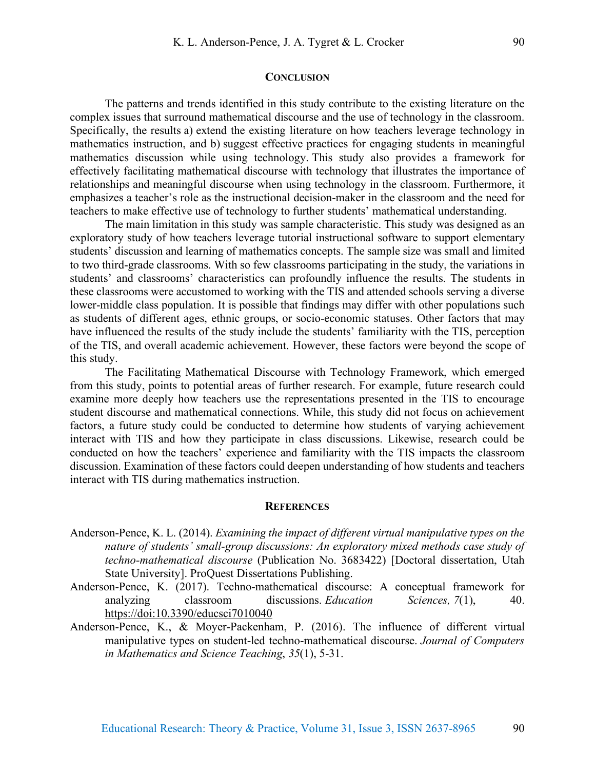## CONCLUSION

The patterns and trends identified in this study contribute to the existing literature on the complex issues that surround mathematical discourse and the use of technology in the classroom. Specifically, the results a) extend the existing literature on how teachers leverage technology in mathematics instruction, and b) suggest effective practices for engaging students in meaningful mathematics discussion while using technology. This study also provides a framework for effectively facilitating mathematical discourse with technology that illustrates the importance of relationships and meaningful discourse when using technology in the classroom. Furthermore, it emphasizes a teacher's role as the instructional decision-maker in the classroom and the need for teachers to make effective use of technology to further students' mathematical understanding.

The main limitation in this study was sample characteristic. This study was designed as an exploratory study of how teachers leverage tutorial instructional software to support elementary students' discussion and learning of mathematics concepts. The sample size was small and limited to two third-grade classrooms. With so few classrooms participating in the study, the variations in students' and classrooms' characteristics can profoundly influence the results. The students in these classrooms were accustomed to working with the TIS and attended schools serving a diverse lower-middle class population. It is possible that findings may differ with other populations such as students of different ages, ethnic groups, or socio-economic statuses. Other factors that may have influenced the results of the study include the students' familiarity with the TIS, perception of the TIS, and overall academic achievement. However, these factors were beyond the scope of this study.

The Facilitating Mathematical Discourse with Technology Framework, which emerged from this study, points to potential areas of further research. For example, future research could examine more deeply how teachers use the representations presented in the TIS to encourage student discourse and mathematical connections. While, this study did not focus on achievement factors, a future study could be conducted to determine how students of varying achievement interact with TIS and how they participate in class discussions. Likewise, research could be conducted on how the teachers' experience and familiarity with the TIS impacts the classroom discussion. Examination of these factors could deepen understanding of how students and teachers interact with TIS during mathematics instruction.

## REFERENCES

Anderson-Pence, K. L. (2014). *Examining the impact of different virtual manipulative types on the nature of students' small-group discussions: An exploratory mixed methods case study of techno-mathematical discourse* (Publication No. 3683422) [Doctoral dissertation, Utah State University]. ProQuest Dissertations Publishing.

Anderson-Pence, K. (2017). Techno-mathematical discourse: A conceptual framework for analyzing classroom discussions. *Education Sciences, 7*(1), 40. https://doi:10.3390/educsci7010040

Anderson-Pence, K., & Moyer-Packenham, P. (2016). The influence of different virtual manipulative types on student-led techno-mathematical discourse. *Journal of Computers in Mathematics and Science Teaching*, *35*(1), 5-31.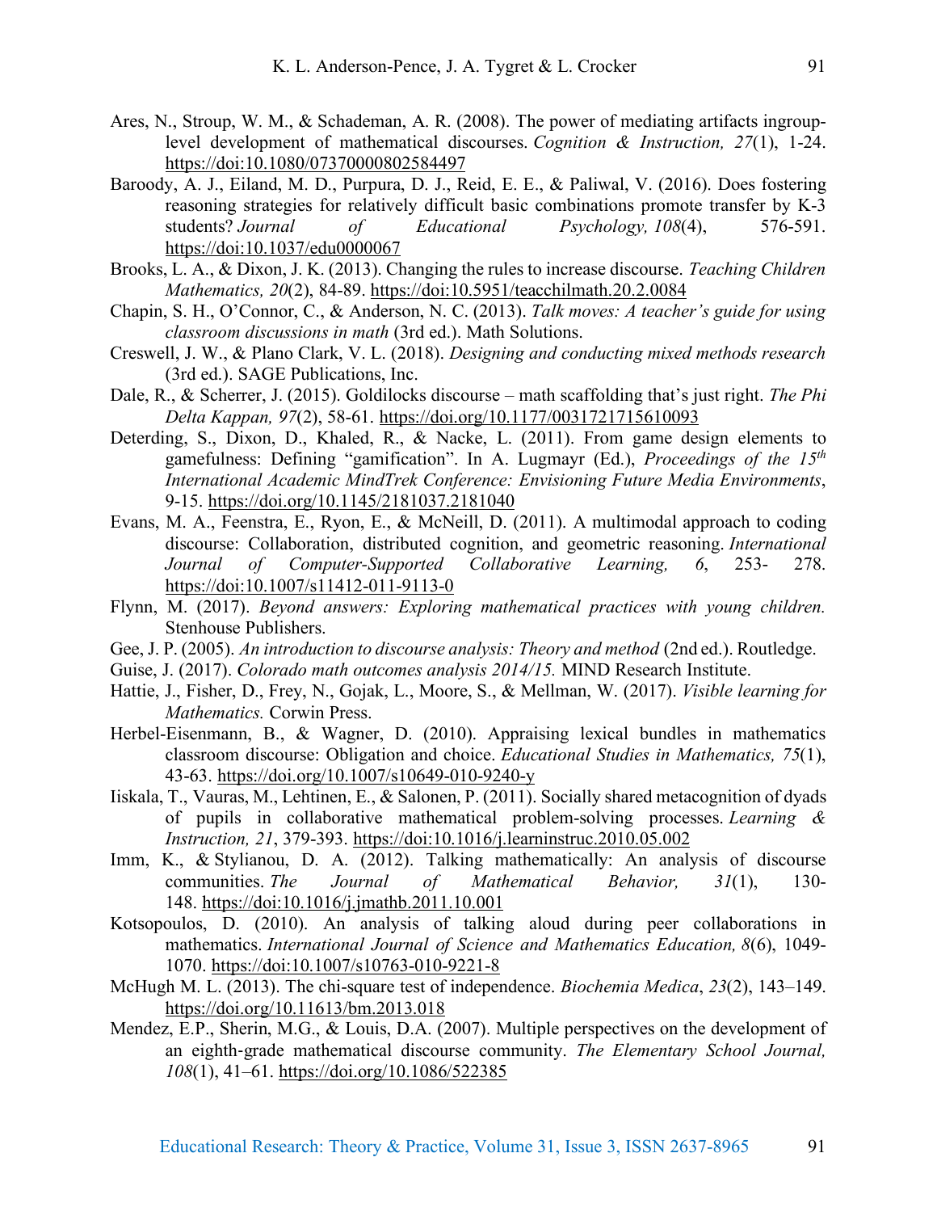Ares, N., Stroup, W. M., & Schademan, A. R. (2008). The power of mediating artifacts ingroup-level development of mathematical discourses. *Cognition & Instruction, 27*(1), 1-24. https://doi:10.1080/07370000802584497

Baroody, A. J., Eiland, M. D., Purpura, D. J., Reid, E. E., & Paliwal, V. (2016). Does fostering reasoning strategies for relatively difficult basic combinations promote transfer by K-3 students? *Journal of Educational Psychology, 108*(4), 576-591. https://doi:10.1037/edu0000067

Brooks, L. A., & Dixon, J. K. (2013). Changing the rules to increase discourse. *Teaching Children Mathematics, 20*(2), 84-89. https://doi:10.5951/teacchilmath.20.2.0084

Chapin, S. H., O'Connor, C., & Anderson, N. C. (2013). *Talk moves: A teacher's guide for using classroom discussions in math* (3rd ed.). Math Solutions.

Creswell, J. W., & Plano Clark, V. L. (2018). *Designing and conducting mixed methods research* (3rd ed.). SAGE Publications, Inc.

Dale, R., & Scherrer, J. (2015). Goldilocks discourse – math scaffolding that's just right. *The Phi Delta Kappan, 97*(2), 58-61. https://doi.org/10.1177/0031721715610093

Deterding, S., Dixon, D., Khaled, R., & Nacke, L. (2011). From game design elements to gamefulness: Defining "gamification". In A. Lugmayr (Ed.), *Proceedings of the 15th International Academic MindTrek Conference: Envisioning Future Media Environments*, 9-15. https://doi.org/10.1145/2181037.2181040

Evans, M. A., Feenstra, E., Ryon, E., & McNeill, D. (2011). A multimodal approach to coding discourse: Collaboration, distributed cognition, and geometric reasoning. *International Journal of Computer-Supported Collaborative Learning, 6*, 253- 278. https://doi:10.1007/s11412-011-9113-0

Flynn, M. (2017). *Beyond answers: Exploring mathematical practices with young children.* Stenhouse Publishers.

Gee, J. P. (2005). *An introduction to discourse analysis: Theory and method* (2nd ed.). Routledge.

Guise, J. (2017). *Colorado math outcomes analysis 2014/15.* MIND Research Institute.

Hattie, J., Fisher, D., Frey, N., Gojak, L., Moore, S., & Mellman, W. (2017). *Visible learning for Mathematics.* Corwin Press.

Herbel-Eisenmann, B., & Wagner, D. (2010). Appraising lexical bundles in mathematics classroom discourse: Obligation and choice. *Educational Studies in Mathematics, 75*(1), 43-63. https://doi.org/10.1007/s10649-010-9240-y

Iiskala, T., Vauras, M., Lehtinen, E., & Salonen, P. (2011). Socially shared metacognition of dyads of pupils in collaborative mathematical problem-solving processes. *Learning & Instruction, 21*, 379-393. https://doi:10.1016/j.learninstruc.2010.05.002

Imm, K., & Stylianou, D. A. (2012). Talking mathematically: An analysis of discourse communities. *The Journal of Mathematical Behavior, 31*(1), 130-148. https://doi:10.1016/j.jmathb.2011.10.001

Kotsopoulos, D. (2010). An analysis of talking aloud during peer collaborations in mathematics. *International Journal of Science and Mathematics Education, 8*(6), 1049-1070. https://doi:10.1007/s10763-010-9221-8

McHugh M. L. (2013). The chi-square test of independence. *Biochemia Medica*, *23*(2), 143–149. https://doi.org/10.11613/bm.2013.018

Mendez, E.P., Sherin, M.G., & Louis, D.A. (2007). Multiple perspectives on the development of an eighth-grade mathematical discourse community. *The Elementary School Journal, 108*(1), 41–61. https://doi.org/10.1086/522385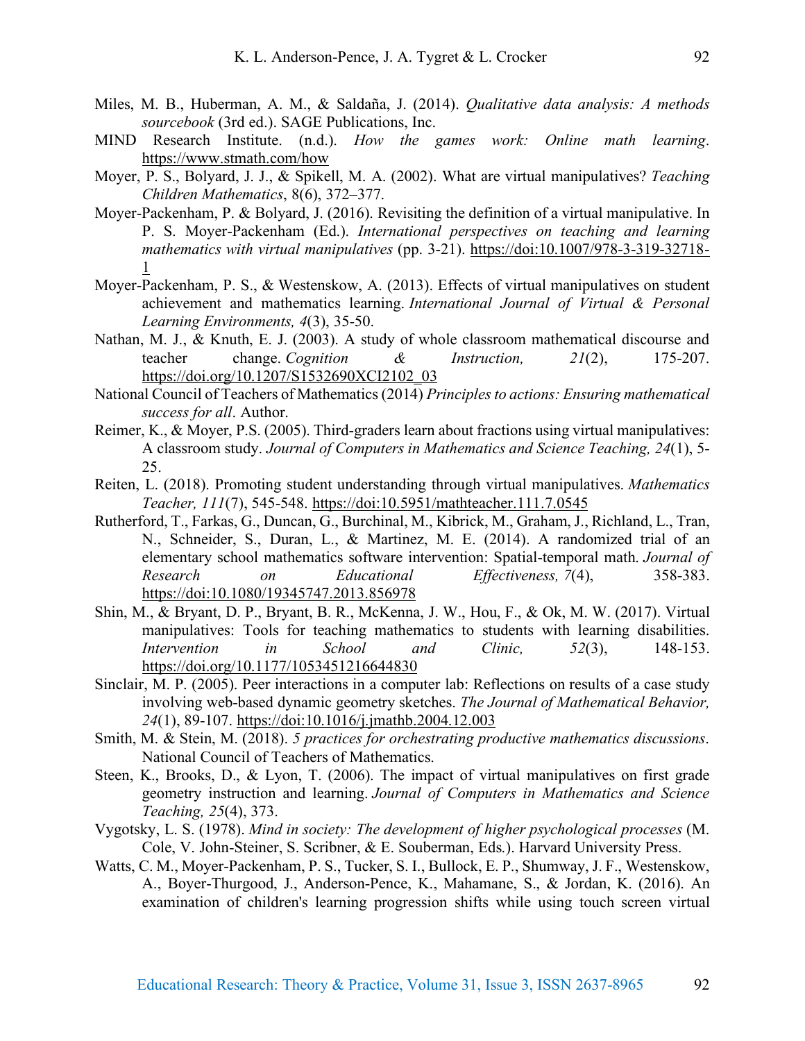Miles, M. B., Huberman, A. M., & Saldaña, J. (2014). *Qualitative data analysis: A methods sourcebook* (3rd ed.). SAGE Publications, Inc.

MIND Research Institute. (n.d.). *How the games work: Online math learning*. https://www.stmath.com/how

Moyer, P. S., Bolyard, J. J., & Spikell, M. A. (2002). What are virtual manipulatives? *Teaching Children Mathematics*, 8(6), 372–377.

Moyer-Packenham, P. & Bolyard, J. (2016). Revisiting the definition of a virtual manipulative. In P. S. Moyer-Packenham (Ed.). *International perspectives on teaching and learning mathematics with virtual manipulatives* (pp. 3-21). https://doi:10.1007/978-3-319-32718-1

Moyer-Packenham, P. S., & Westenskow, A. (2013). Effects of virtual manipulatives on student achievement and mathematics learning. *International Journal of Virtual & Personal Learning Environments, 4*(3), 35-50.

Nathan, M. J., & Knuth, E. J. (2003). A study of whole classroom mathematical discourse and teacher change. *Cognition & Instruction, 21*(2), 175-207. https://doi.org/10.1207/S1532690XCI2102_03

National Council of Teachers of Mathematics (2014) *Principles to actions: Ensuring mathematical success for all*. Author.

Reimer, K., & Moyer, P.S. (2005). Third-graders learn about fractions using virtual manipulatives: A classroom study. *Journal of Computers in Mathematics and Science Teaching, 24*(1), 5-25.

Reiten, L. (2018). Promoting student understanding through virtual manipulatives. *Mathematics Teacher, 111*(7), 545-548. https://doi:10.5951/mathteacher.111.7.0545

Rutherford, T., Farkas, G., Duncan, G., Burchinal, M., Kibrick, M., Graham, J., Richland, L., Tran, N., Schneider, S., Duran, L., & Martinez, M. E. (2014). A randomized trial of an elementary school mathematics software intervention: Spatial-temporal math. *Journal of Research on Educational Effectiveness, 7*(4), 358-383. https://doi:10.1080/19345747.2013.856978

Shin, M., & Bryant, D. P., Bryant, B. R., McKenna, J. W., Hou, F., & Ok, M. W. (2017). Virtual manipulatives: Tools for teaching mathematics to students with learning disabilities. *Intervention in School and Clinic, 52*(3), 148-153. https://doi.org/10.1177/1053451216644830

Sinclair, M. P. (2005). Peer interactions in a computer lab: Reflections on results of a case study involving web-based dynamic geometry sketches. *The Journal of Mathematical Behavior, 24*(1), 89-107. https://doi:10.1016/j.jmathb.2004.12.003

Smith, M. & Stein, M. (2018). *5 practices for orchestrating productive mathematics discussions*. National Council of Teachers of Mathematics.

Steen, K., Brooks, D., & Lyon, T. (2006). The impact of virtual manipulatives on first grade geometry instruction and learning. *Journal of Computers in Mathematics and Science Teaching, 25*(4), 373.

Vygotsky, L. S. (1978). *Mind in society: The development of higher psychological processes* (M. Cole, V. John-Steiner, S. Scribner, & E. Souberman, Eds.). Harvard University Press.

Watts, C. M., Moyer-Packenham, P. S., Tucker, S. I., Bullock, E. P., Shumway, J. F., Westenskow, A., Boyer-Thurgood, J., Anderson-Pence, K., Mahamane, S., & Jordan, K. (2016). An examination of children's learning progression shifts while using touch screen virtual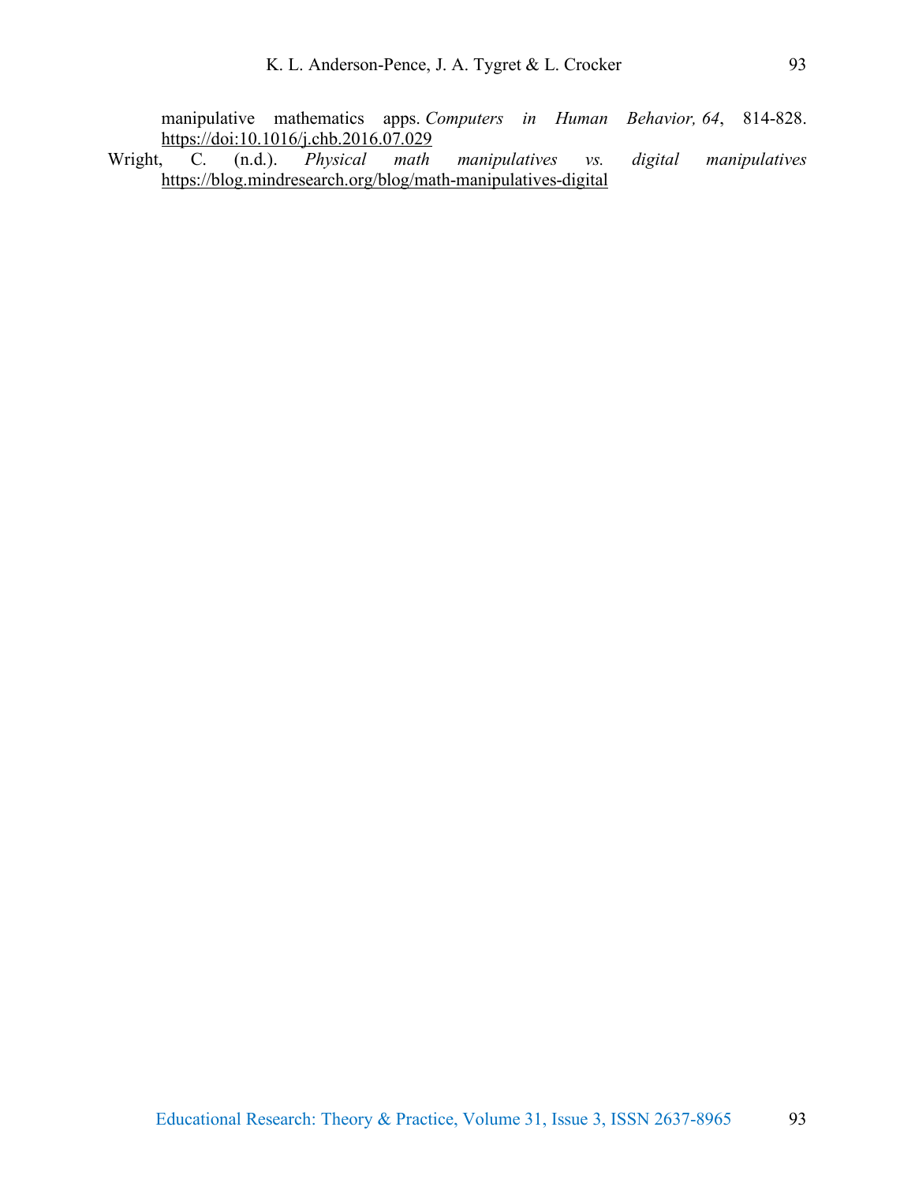manipulative mathematics apps. *Computers in Human Behavior, 64*, 814-828. https://doi:10.1016/j.chb.2016.07.029

Wright, C. (n.d.). *Physical math manipulatives vs. digital manipulatives* https://blog.mindresearch.org/blog/math-manipulatives-digital